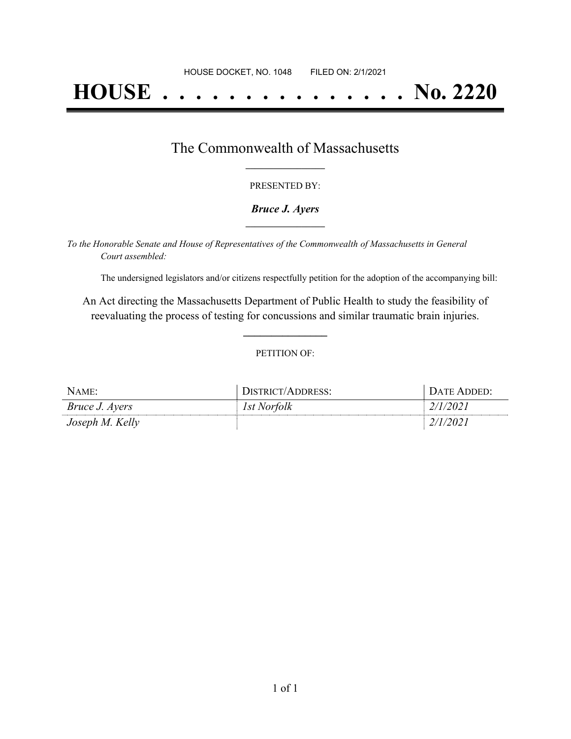HOUSE DOCKET, NO. 1048 FILED ON: 2/1/2021

# HOUSE . . . . . . . . . . . . . . . No. 2220

## The Commonwealth of Massachusetts

PRESENTED BY:

***Bruce J. Ayers***

*To the Honorable Senate and House of Representatives of the Commonwealth of Massachusetts in General Court assembled:*

The undersigned legislators and/or citizens respectfully petition for the adoption of the accompanying bill:

An Act directing the Massachusetts Department of Public Health to study the feasibility of reevaluating the process of testing for concussions and similar traumatic brain injuries.

PETITION OF:

| NAME: | DISTRICT/ADDRESS: | DATE ADDED: |
| --- | --- | --- |
| *Bruce J. Ayers* | *1st Norfolk* | *2/1/2021* |
| *Joseph M. Kelly* | | *2/1/2021* |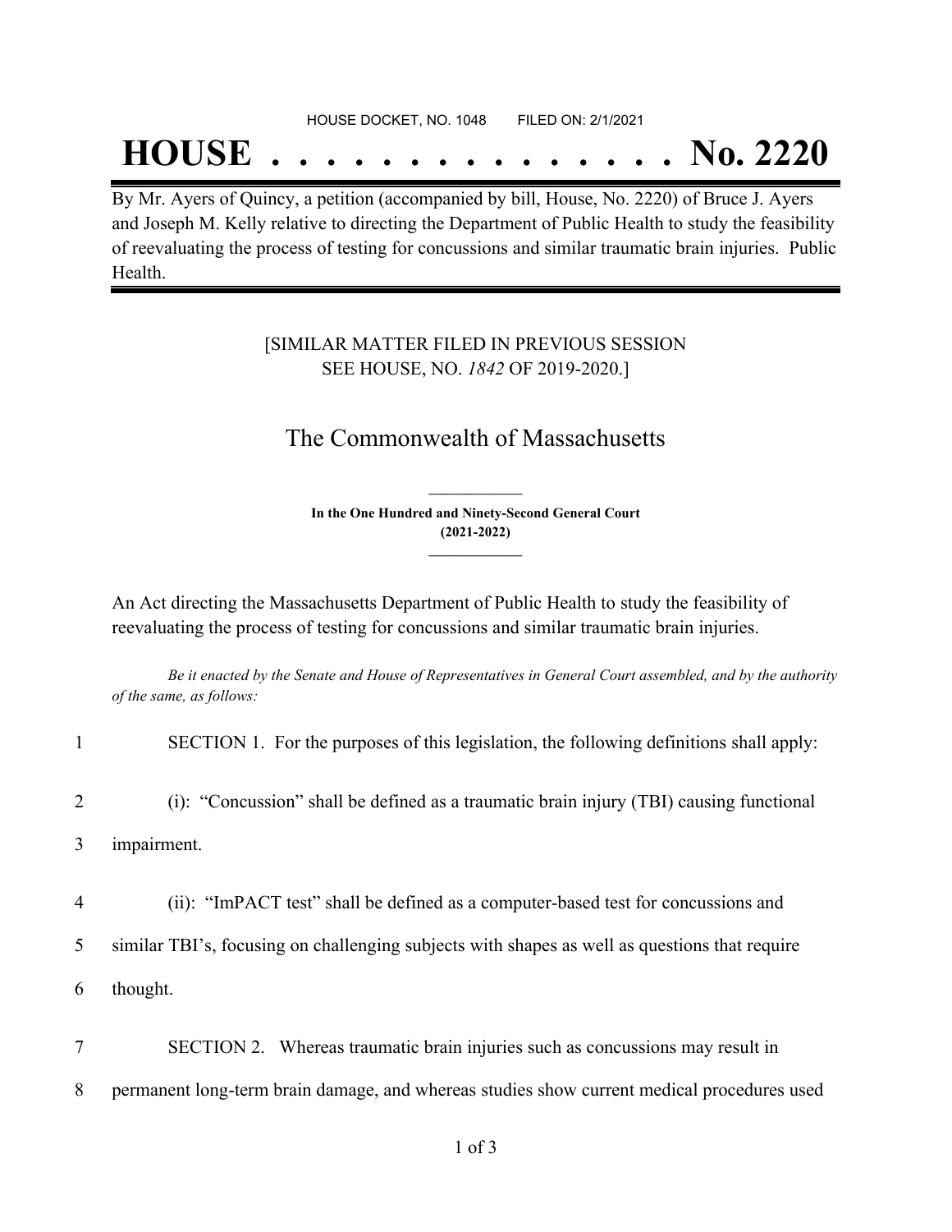HOUSE DOCKET, NO. 1048 FILED ON: 2/1/2021

# HOUSE . . . . . . . . . . . . . . . No. 2220

By Mr. Ayers of Quincy, a petition (accompanied by bill, House, No. 2220) of Bruce J. Ayers and Joseph M. Kelly relative to directing the Department of Public Health to study the feasibility of reevaluating the process of testing for concussions and similar traumatic brain injuries. Public Health.

[SIMILAR MATTER FILED IN PREVIOUS SESSION
SEE HOUSE, NO. *1842* OF 2019-2020.]

## The Commonwealth of Massachusetts

**In the One Hundred and Ninety-Second General Court
(2021-2022)**

An Act directing the Massachusetts Department of Public Health to study the feasibility of reevaluating the process of testing for concussions and similar traumatic brain injuries.

*Be it enacted by the Senate and House of Representatives in General Court assembled, and by the authority of the same, as follows:*

1 SECTION 1. For the purposes of this legislation, the following definitions shall apply:

2 (i): "Concussion" shall be defined as a traumatic brain injury (TBI) causing functional
3 impairment.

4 (ii): "ImPACT test" shall be defined as a computer-based test for concussions and
5 similar TBI's, focusing on challenging subjects with shapes as well as questions that require
6 thought.

7 SECTION 2. Whereas traumatic brain injuries such as concussions may result in
8 permanent long-term brain damage, and whereas studies show current medical procedures used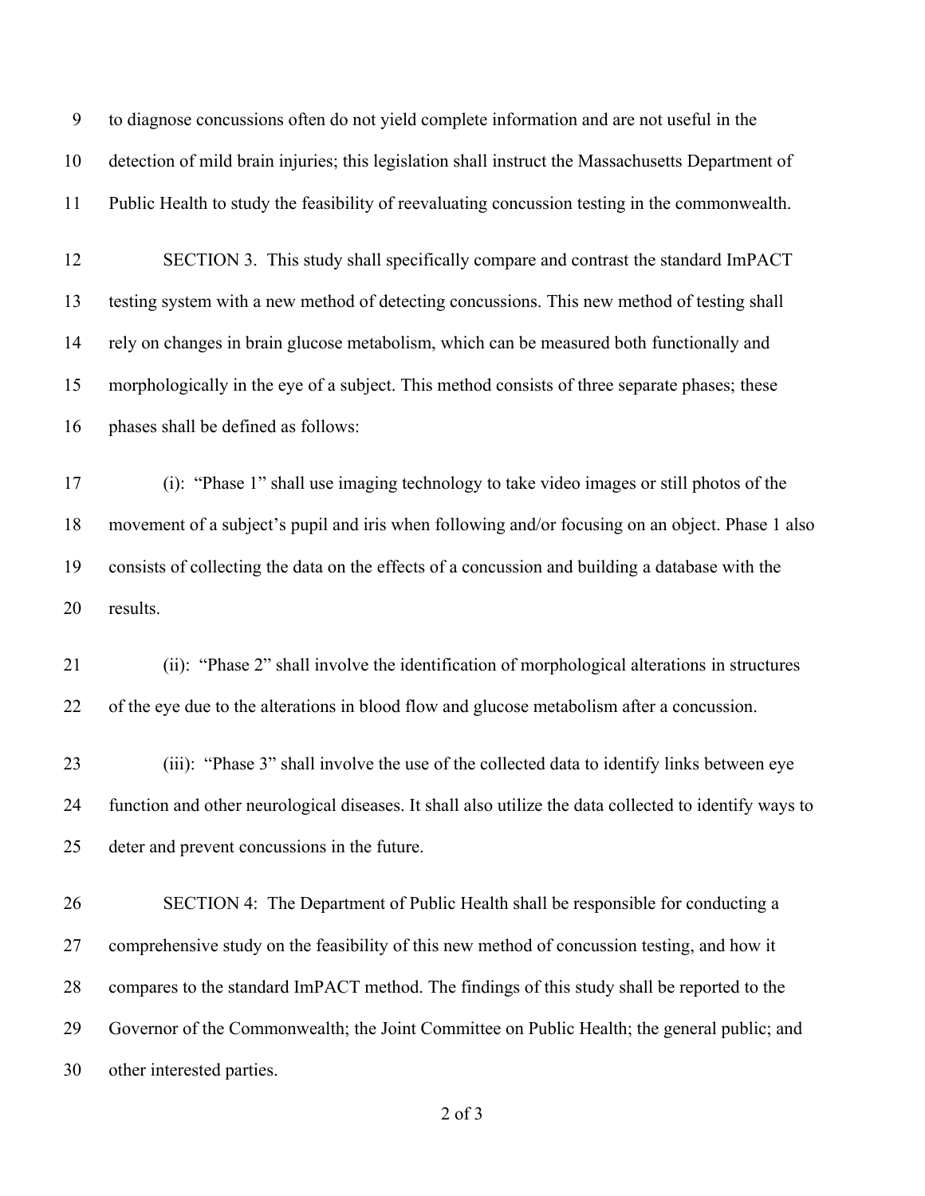to diagnose concussions often do not yield complete information and are not useful in the detection of mild brain injuries; this legislation shall instruct the Massachusetts Department of Public Health to study the feasibility of reevaluating concussion testing in the commonwealth.

SECTION 3. This study shall specifically compare and contrast the standard ImPACT testing system with a new method of detecting concussions. This new method of testing shall rely on changes in brain glucose metabolism, which can be measured both functionally and morphologically in the eye of a subject. This method consists of three separate phases; these phases shall be defined as follows:

(i): "Phase 1" shall use imaging technology to take video images or still photos of the movement of a subject's pupil and iris when following and/or focusing on an object. Phase 1 also consists of collecting the data on the effects of a concussion and building a database with the results.

(ii): "Phase 2" shall involve the identification of morphological alterations in structures of the eye due to the alterations in blood flow and glucose metabolism after a concussion.

(iii): "Phase 3" shall involve the use of the collected data to identify links between eye function and other neurological diseases. It shall also utilize the data collected to identify ways to deter and prevent concussions in the future.

SECTION 4: The Department of Public Health shall be responsible for conducting a comprehensive study on the feasibility of this new method of concussion testing, and how it compares to the standard ImPACT method. The findings of this study shall be reported to the Governor of the Commonwealth; the Joint Committee on Public Health; the general public; and other interested parties.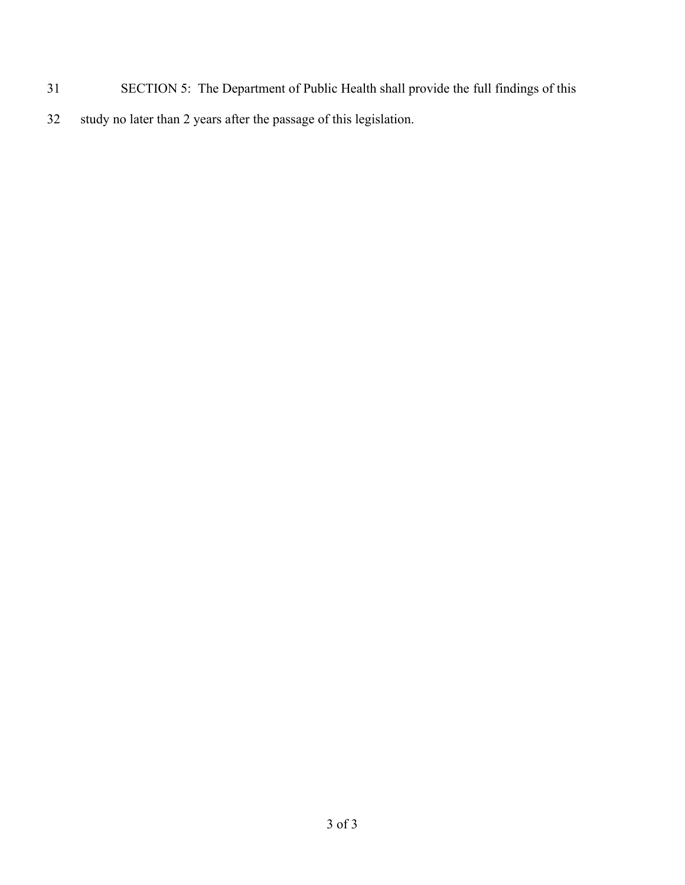SECTION 5: The Department of Public Health shall provide the full findings of this study no later than 2 years after the passage of this legislation.